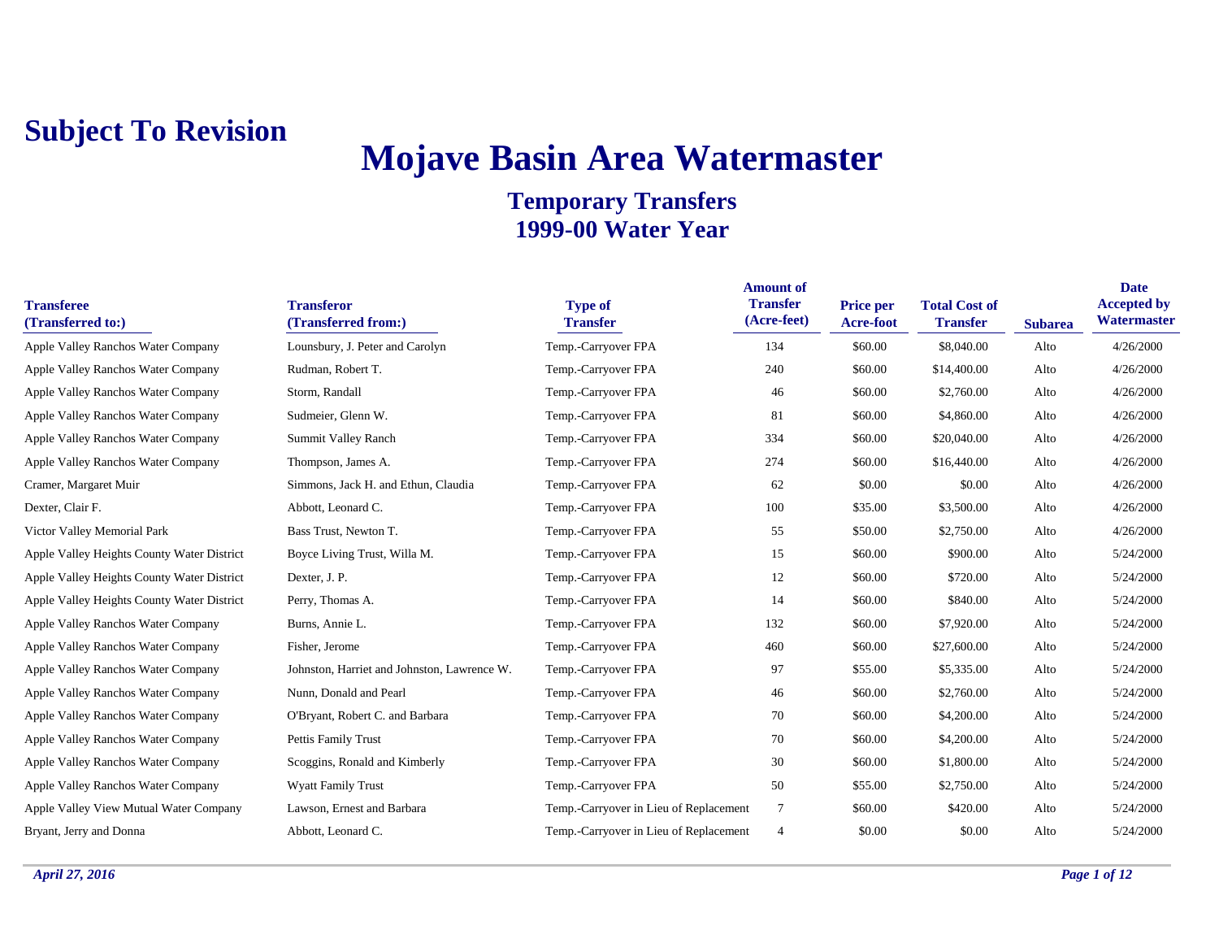**Subject To Revision**

# Mojave Basin Area Watermaster

## Temporary Transfers
## 1999-00 Water Year

| Transferee (Transferred to:) | Transferor (Transferred from:) | Type of Transfer | Amount of Transfer (Acre-feet) | Price per Acre-foot | Total Cost of Transfer | Subarea | Date Accepted by Watermaster |
|---|---|---|---|---|---|---|---|
| Apple Valley Ranchos Water Company | Lounsbury, J. Peter and Carolyn | Temp.-Carryover FPA | 134 | $60.00 | $8,040.00 | Alto | 4/26/2000 |
| Apple Valley Ranchos Water Company | Rudman, Robert T. | Temp.-Carryover FPA | 240 | $60.00 | $14,400.00 | Alto | 4/26/2000 |
| Apple Valley Ranchos Water Company | Storm, Randall | Temp.-Carryover FPA | 46 | $60.00 | $2,760.00 | Alto | 4/26/2000 |
| Apple Valley Ranchos Water Company | Sudmeier, Glenn W. | Temp.-Carryover FPA | 81 | $60.00 | $4,860.00 | Alto | 4/26/2000 |
| Apple Valley Ranchos Water Company | Summit Valley Ranch | Temp.-Carryover FPA | 334 | $60.00 | $20,040.00 | Alto | 4/26/2000 |
| Apple Valley Ranchos Water Company | Thompson, James A. | Temp.-Carryover FPA | 274 | $60.00 | $16,440.00 | Alto | 4/26/2000 |
| Cramer, Margaret Muir | Simmons, Jack H. and Ethun, Claudia | Temp.-Carryover FPA | 62 | $0.00 | $0.00 | Alto | 4/26/2000 |
| Dexter, Clair F. | Abbott, Leonard C. | Temp.-Carryover FPA | 100 | $35.00 | $3,500.00 | Alto | 4/26/2000 |
| Victor Valley Memorial Park | Bass Trust, Newton T. | Temp.-Carryover FPA | 55 | $50.00 | $2,750.00 | Alto | 4/26/2000 |
| Apple Valley Heights County Water District | Boyce Living Trust, Willa M. | Temp.-Carryover FPA | 15 | $60.00 | $900.00 | Alto | 5/24/2000 |
| Apple Valley Heights County Water District | Dexter, J. P. | Temp.-Carryover FPA | 12 | $60.00 | $720.00 | Alto | 5/24/2000 |
| Apple Valley Heights County Water District | Perry, Thomas A. | Temp.-Carryover FPA | 14 | $60.00 | $840.00 | Alto | 5/24/2000 |
| Apple Valley Ranchos Water Company | Burns, Annie L. | Temp.-Carryover FPA | 132 | $60.00 | $7,920.00 | Alto | 5/24/2000 |
| Apple Valley Ranchos Water Company | Fisher, Jerome | Temp.-Carryover FPA | 460 | $60.00 | $27,600.00 | Alto | 5/24/2000 |
| Apple Valley Ranchos Water Company | Johnston, Harriet and Johnston, Lawrence W. | Temp.-Carryover FPA | 97 | $55.00 | $5,335.00 | Alto | 5/24/2000 |
| Apple Valley Ranchos Water Company | Nunn, Donald and Pearl | Temp.-Carryover FPA | 46 | $60.00 | $2,760.00 | Alto | 5/24/2000 |
| Apple Valley Ranchos Water Company | O'Bryant, Robert C. and Barbara | Temp.-Carryover FPA | 70 | $60.00 | $4,200.00 | Alto | 5/24/2000 |
| Apple Valley Ranchos Water Company | Pettis Family Trust | Temp.-Carryover FPA | 70 | $60.00 | $4,200.00 | Alto | 5/24/2000 |
| Apple Valley Ranchos Water Company | Scoggins, Ronald and Kimberly | Temp.-Carryover FPA | 30 | $60.00 | $1,800.00 | Alto | 5/24/2000 |
| Apple Valley Ranchos Water Company | Wyatt Family Trust | Temp.-Carryover FPA | 50 | $55.00 | $2,750.00 | Alto | 5/24/2000 |
| Apple Valley View Mutual Water Company | Lawson, Ernest and Barbara | Temp.-Carryover in Lieu of Replacement | 7 | $60.00 | $420.00 | Alto | 5/24/2000 |
| Bryant, Jerry and Donna | Abbott, Leonard C. | Temp.-Carryover in Lieu of Replacement | 4 | $0.00 | $0.00 | Alto | 5/24/2000 |

*April 27, 2016*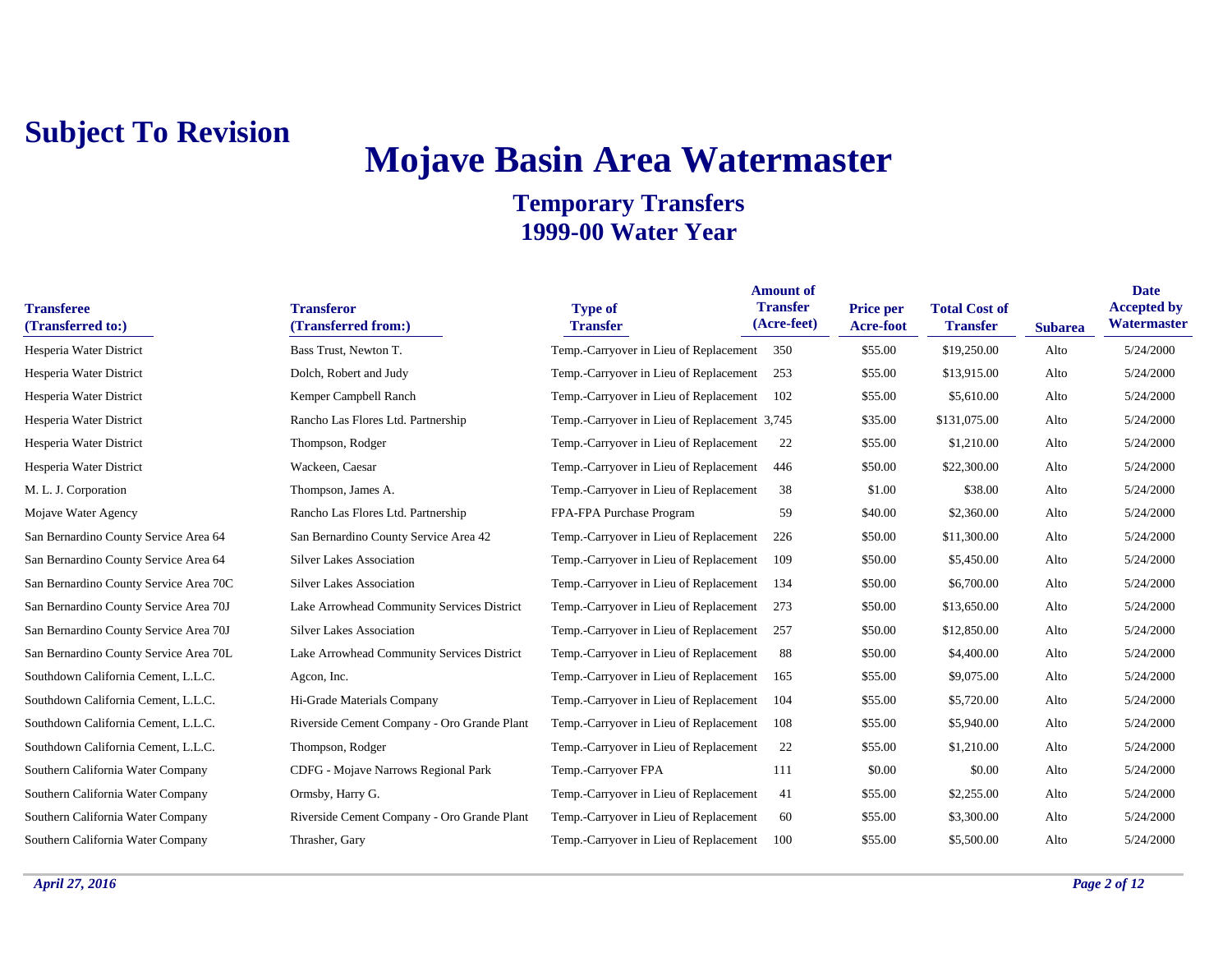**Subject To Revision**

# Mojave Basin Area Watermaster

## Temporary Transfers
## 1999-00 Water Year

| Transferee (Transferred to:) | Transferor (Transferred from:) | Type of Transfer | Amount of Transfer (Acre-feet) | Price per Acre-foot | Total Cost of Transfer | Subarea | Date Accepted by Watermaster |
|---|---|---|---|---|---|---|---|
| Hesperia Water District | Bass Trust, Newton T. | Temp.-Carryover in Lieu of Replacement | 350 | $55.00 | $19,250.00 | Alto | 5/24/2000 |
| Hesperia Water District | Dolch, Robert and Judy | Temp.-Carryover in Lieu of Replacement | 253 | $55.00 | $13,915.00 | Alto | 5/24/2000 |
| Hesperia Water District | Kemper Campbell Ranch | Temp.-Carryover in Lieu of Replacement | 102 | $55.00 | $5,610.00 | Alto | 5/24/2000 |
| Hesperia Water District | Rancho Las Flores Ltd. Partnership | Temp.-Carryover in Lieu of Replacement | 3,745 | $35.00 | $131,075.00 | Alto | 5/24/2000 |
| Hesperia Water District | Thompson, Rodger | Temp.-Carryover in Lieu of Replacement | 22 | $55.00 | $1,210.00 | Alto | 5/24/2000 |
| Hesperia Water District | Wackeen, Caesar | Temp.-Carryover in Lieu of Replacement | 446 | $50.00 | $22,300.00 | Alto | 5/24/2000 |
| M. L. J. Corporation | Thompson, James A. | Temp.-Carryover in Lieu of Replacement | 38 | $1.00 | $38.00 | Alto | 5/24/2000 |
| Mojave Water Agency | Rancho Las Flores Ltd. Partnership | FPA-FPA Purchase Program | 59 | $40.00 | $2,360.00 | Alto | 5/24/2000 |
| San Bernardino County Service Area 64 | San Bernardino County Service Area 42 | Temp.-Carryover in Lieu of Replacement | 226 | $50.00 | $11,300.00 | Alto | 5/24/2000 |
| San Bernardino County Service Area 64 | Silver Lakes Association | Temp.-Carryover in Lieu of Replacement | 109 | $50.00 | $5,450.00 | Alto | 5/24/2000 |
| San Bernardino County Service Area 70C | Silver Lakes Association | Temp.-Carryover in Lieu of Replacement | 134 | $50.00 | $6,700.00 | Alto | 5/24/2000 |
| San Bernardino County Service Area 70J | Lake Arrowhead Community Services District | Temp.-Carryover in Lieu of Replacement | 273 | $50.00 | $13,650.00 | Alto | 5/24/2000 |
| San Bernardino County Service Area 70J | Silver Lakes Association | Temp.-Carryover in Lieu of Replacement | 257 | $50.00 | $12,850.00 | Alto | 5/24/2000 |
| San Bernardino County Service Area 70L | Lake Arrowhead Community Services District | Temp.-Carryover in Lieu of Replacement | 88 | $50.00 | $4,400.00 | Alto | 5/24/2000 |
| Southdown California Cement, L.L.C. | Agcon, Inc. | Temp.-Carryover in Lieu of Replacement | 165 | $55.00 | $9,075.00 | Alto | 5/24/2000 |
| Southdown California Cement, L.L.C. | Hi-Grade Materials Company | Temp.-Carryover in Lieu of Replacement | 104 | $55.00 | $5,720.00 | Alto | 5/24/2000 |
| Southdown California Cement, L.L.C. | Riverside Cement Company - Oro Grande Plant | Temp.-Carryover in Lieu of Replacement | 108 | $55.00 | $5,940.00 | Alto | 5/24/2000 |
| Southdown California Cement, L.L.C. | Thompson, Rodger | Temp.-Carryover in Lieu of Replacement | 22 | $55.00 | $1,210.00 | Alto | 5/24/2000 |
| Southern California Water Company | CDFG - Mojave Narrows Regional Park | Temp.-Carryover FPA | 111 | $0.00 | $0.00 | Alto | 5/24/2000 |
| Southern California Water Company | Ormsby, Harry G. | Temp.-Carryover in Lieu of Replacement | 41 | $55.00 | $2,255.00 | Alto | 5/24/2000 |
| Southern California Water Company | Riverside Cement Company - Oro Grande Plant | Temp.-Carryover in Lieu of Replacement | 60 | $55.00 | $3,300.00 | Alto | 5/24/2000 |
| Southern California Water Company | Thrasher, Gary | Temp.-Carryover in Lieu of Replacement | 100 | $55.00 | $5,500.00 | Alto | 5/24/2000 |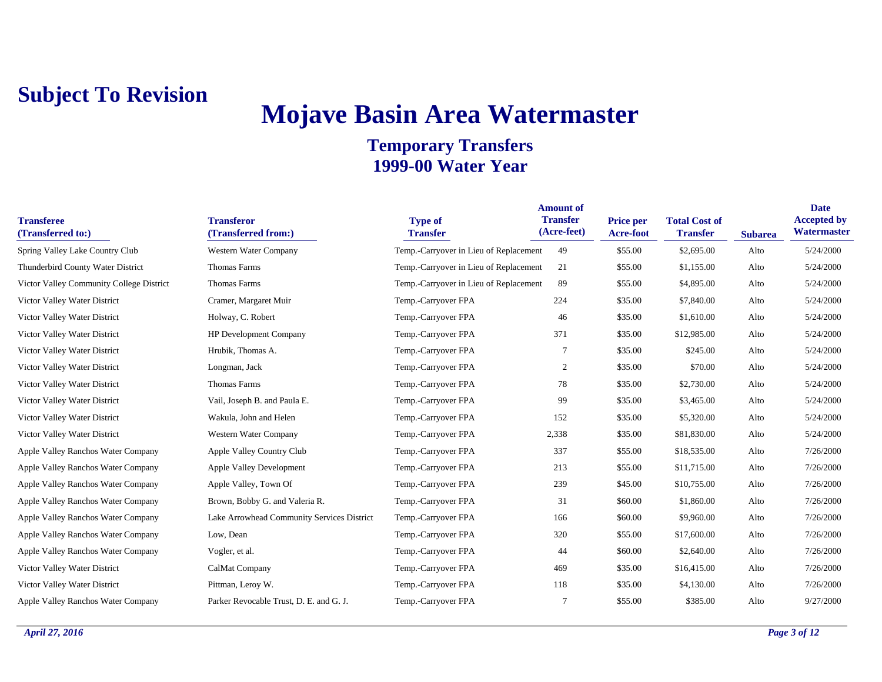**Subject To Revision**

# Mojave Basin Area Watermaster

## Temporary Transfers
## 1999-00 Water Year

| Transferee (Transferred to:) | Transferor (Transferred from:) | Type of Transfer | Amount of Transfer (Acre-feet) | Price per Acre-foot | Total Cost of Transfer | Subarea | Date Accepted by Watermaster |
|---|---|---|---|---|---|---|---|
| Spring Valley Lake Country Club | Western Water Company | Temp.-Carryover in Lieu of Replacement | 49 | $55.00 | $2,695.00 | Alto | 5/24/2000 |
| Thunderbird County Water District | Thomas Farms | Temp.-Carryover in Lieu of Replacement | 21 | $55.00 | $1,155.00 | Alto | 5/24/2000 |
| Victor Valley Community College District | Thomas Farms | Temp.-Carryover in Lieu of Replacement | 89 | $55.00 | $4,895.00 | Alto | 5/24/2000 |
| Victor Valley Water District | Cramer, Margaret Muir | Temp.-Carryover FPA | 224 | $35.00 | $7,840.00 | Alto | 5/24/2000 |
| Victor Valley Water District | Holway, C. Robert | Temp.-Carryover FPA | 46 | $35.00 | $1,610.00 | Alto | 5/24/2000 |
| Victor Valley Water District | HP Development Company | Temp.-Carryover FPA | 371 | $35.00 | $12,985.00 | Alto | 5/24/2000 |
| Victor Valley Water District | Hrubik, Thomas A. | Temp.-Carryover FPA | 7 | $35.00 | $245.00 | Alto | 5/24/2000 |
| Victor Valley Water District | Longman, Jack | Temp.-Carryover FPA | 2 | $35.00 | $70.00 | Alto | 5/24/2000 |
| Victor Valley Water District | Thomas Farms | Temp.-Carryover FPA | 78 | $35.00 | $2,730.00 | Alto | 5/24/2000 |
| Victor Valley Water District | Vail, Joseph B. and Paula E. | Temp.-Carryover FPA | 99 | $35.00 | $3,465.00 | Alto | 5/24/2000 |
| Victor Valley Water District | Wakula, John and Helen | Temp.-Carryover FPA | 152 | $35.00 | $5,320.00 | Alto | 5/24/2000 |
| Victor Valley Water District | Western Water Company | Temp.-Carryover FPA | 2,338 | $35.00 | $81,830.00 | Alto | 5/24/2000 |
| Apple Valley Ranchos Water Company | Apple Valley Country Club | Temp.-Carryover FPA | 337 | $55.00 | $18,535.00 | Alto | 7/26/2000 |
| Apple Valley Ranchos Water Company | Apple Valley Development | Temp.-Carryover FPA | 213 | $55.00 | $11,715.00 | Alto | 7/26/2000 |
| Apple Valley Ranchos Water Company | Apple Valley, Town Of | Temp.-Carryover FPA | 239 | $45.00 | $10,755.00 | Alto | 7/26/2000 |
| Apple Valley Ranchos Water Company | Brown, Bobby G. and Valeria R. | Temp.-Carryover FPA | 31 | $60.00 | $1,860.00 | Alto | 7/26/2000 |
| Apple Valley Ranchos Water Company | Lake Arrowhead Community Services District | Temp.-Carryover FPA | 166 | $60.00 | $9,960.00 | Alto | 7/26/2000 |
| Apple Valley Ranchos Water Company | Low, Dean | Temp.-Carryover FPA | 320 | $55.00 | $17,600.00 | Alto | 7/26/2000 |
| Apple Valley Ranchos Water Company | Vogler, et al. | Temp.-Carryover FPA | 44 | $60.00 | $2,640.00 | Alto | 7/26/2000 |
| Victor Valley Water District | CalMat Company | Temp.-Carryover FPA | 469 | $35.00 | $16,415.00 | Alto | 7/26/2000 |
| Victor Valley Water District | Pittman, Leroy W. | Temp.-Carryover FPA | 118 | $35.00 | $4,130.00 | Alto | 7/26/2000 |
| Apple Valley Ranchos Water Company | Parker Revocable Trust, D. E. and G. J. | Temp.-Carryover FPA | 7 | $55.00 | $385.00 | Alto | 9/27/2000 |

*April 27, 2016*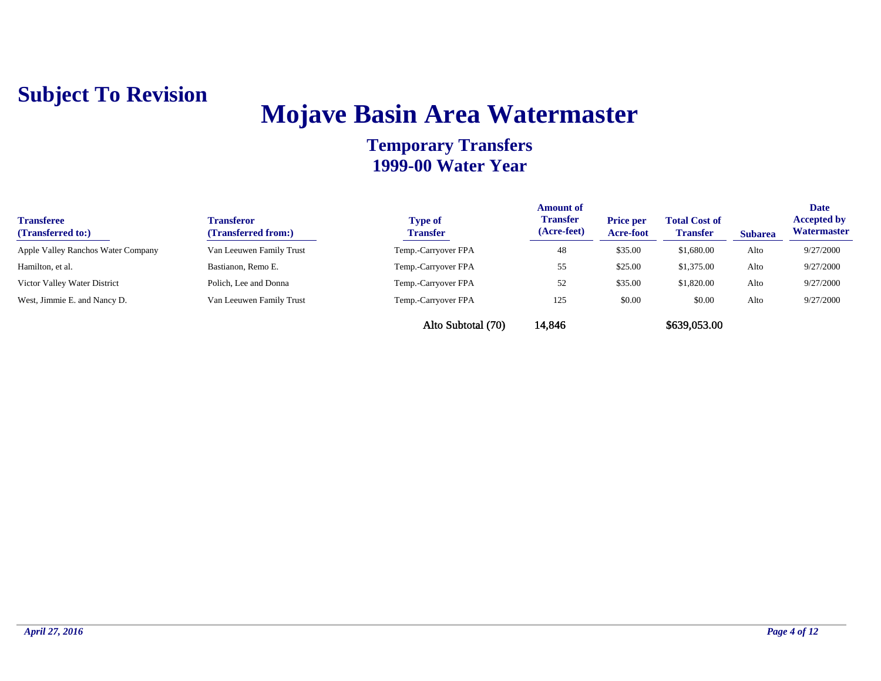**Subject To Revision**

# Mojave Basin Area Watermaster

## Temporary Transfers
## 1999-00 Water Year

| Transferee (Transferred to:) | Transferor (Transferred from:) | Type of Transfer | Amount of Transfer (Acre-feet) | Price per Acre-foot | Total Cost of Transfer | Subarea | Date Accepted by Watermaster |
|---|---|---|---|---|---|---|---|
| Apple Valley Ranchos Water Company | Van Leeuwen Family Trust | Temp.-Carryover FPA | 48 | $35.00 | $1,680.00 | Alto | 9/27/2000 |
| Hamilton, et al. | Bastianon, Remo E. | Temp.-Carryover FPA | 55 | $25.00 | $1,375.00 | Alto | 9/27/2000 |
| Victor Valley Water District | Polich, Lee and Donna | Temp.-Carryover FPA | 52 | $35.00 | $1,820.00 | Alto | 9/27/2000 |
| West, Jimmie E. and Nancy D. | Van Leeuwen Family Trust | Temp.-Carryover FPA | 125 | $0.00 | $0.00 | Alto | 9/27/2000 |
| | | Alto Subtotal (70) | 14,846 | | $639,053.00 | | |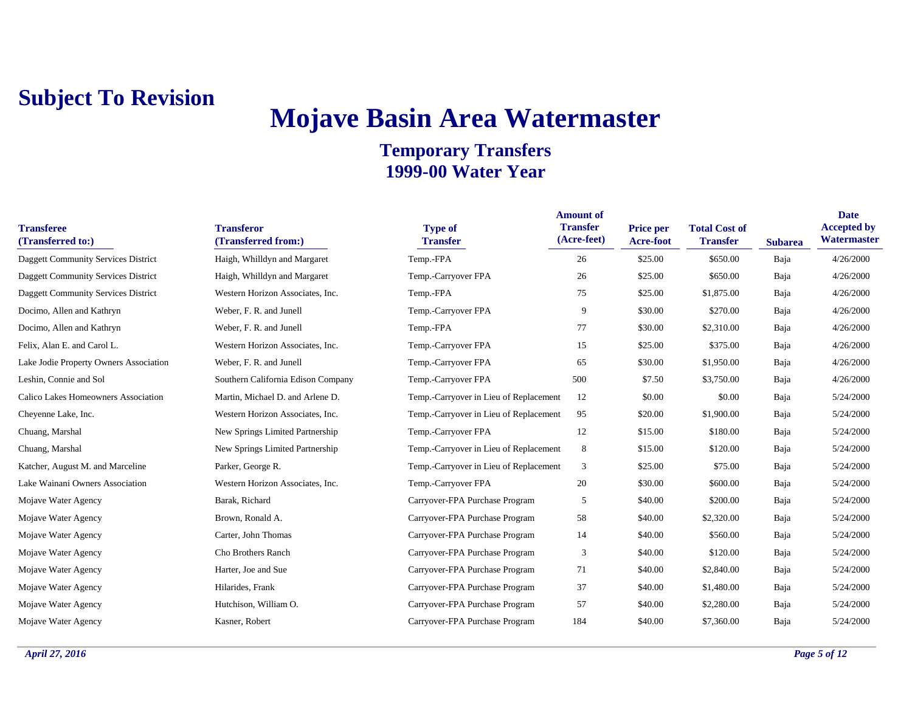**Subject To Revision**

# Mojave Basin Area Watermaster

## Temporary Transfers
## 1999-00 Water Year

| Transferee (Transferred to:) | Transferor (Transferred from:) | Type of Transfer | Amount of Transfer (Acre-feet) | Price per Acre-foot | Total Cost of Transfer | Subarea | Date Accepted by Watermaster |
|---|---|---|---|---|---|---|---|
| Daggett Community Services District | Haigh, Whilldyn and Margaret | Temp.-FPA | 26 | $25.00 | $650.00 | Baja | 4/26/2000 |
| Daggett Community Services District | Haigh, Whilldyn and Margaret | Temp.-Carryover FPA | 26 | $25.00 | $650.00 | Baja | 4/26/2000 |
| Daggett Community Services District | Western Horizon Associates, Inc. | Temp.-FPA | 75 | $25.00 | $1,875.00 | Baja | 4/26/2000 |
| Docimo, Allen and Kathryn | Weber, F. R. and Junell | Temp.-Carryover FPA | 9 | $30.00 | $270.00 | Baja | 4/26/2000 |
| Docimo, Allen and Kathryn | Weber, F. R. and Junell | Temp.-FPA | 77 | $30.00 | $2,310.00 | Baja | 4/26/2000 |
| Felix, Alan E. and Carol L. | Western Horizon Associates, Inc. | Temp.-Carryover FPA | 15 | $25.00 | $375.00 | Baja | 4/26/2000 |
| Lake Jodie Property Owners Association | Weber, F. R. and Junell | Temp.-Carryover FPA | 65 | $30.00 | $1,950.00 | Baja | 4/26/2000 |
| Leshin, Connie and Sol | Southern California Edison Company | Temp.-Carryover FPA | 500 | $7.50 | $3,750.00 | Baja | 4/26/2000 |
| Calico Lakes Homeowners Association | Martin, Michael D. and Arlene D. | Temp.-Carryover in Lieu of Replacement | 12 | $0.00 | $0.00 | Baja | 5/24/2000 |
| Cheyenne Lake, Inc. | Western Horizon Associates, Inc. | Temp.-Carryover in Lieu of Replacement | 95 | $20.00 | $1,900.00 | Baja | 5/24/2000 |
| Chuang, Marshal | New Springs Limited Partnership | Temp.-Carryover FPA | 12 | $15.00 | $180.00 | Baja | 5/24/2000 |
| Chuang, Marshal | New Springs Limited Partnership | Temp.-Carryover in Lieu of Replacement | 8 | $15.00 | $120.00 | Baja | 5/24/2000 |
| Katcher, August M. and Marceline | Parker, George R. | Temp.-Carryover in Lieu of Replacement | 3 | $25.00 | $75.00 | Baja | 5/24/2000 |
| Lake Wainani Owners Association | Western Horizon Associates, Inc. | Temp.-Carryover FPA | 20 | $30.00 | $600.00 | Baja | 5/24/2000 |
| Mojave Water Agency | Barak, Richard | Carryover-FPA Purchase Program | 5 | $40.00 | $200.00 | Baja | 5/24/2000 |
| Mojave Water Agency | Brown, Ronald A. | Carryover-FPA Purchase Program | 58 | $40.00 | $2,320.00 | Baja | 5/24/2000 |
| Mojave Water Agency | Carter, John Thomas | Carryover-FPA Purchase Program | 14 | $40.00 | $560.00 | Baja | 5/24/2000 |
| Mojave Water Agency | Cho Brothers Ranch | Carryover-FPA Purchase Program | 3 | $40.00 | $120.00 | Baja | 5/24/2000 |
| Mojave Water Agency | Harter, Joe and Sue | Carryover-FPA Purchase Program | 71 | $40.00 | $2,840.00 | Baja | 5/24/2000 |
| Mojave Water Agency | Hilarides, Frank | Carryover-FPA Purchase Program | 37 | $40.00 | $1,480.00 | Baja | 5/24/2000 |
| Mojave Water Agency | Hutchison, William O. | Carryover-FPA Purchase Program | 57 | $40.00 | $2,280.00 | Baja | 5/24/2000 |
| Mojave Water Agency | Kasner, Robert | Carryover-FPA Purchase Program | 184 | $40.00 | $7,360.00 | Baja | 5/24/2000 |

*April 27, 2016*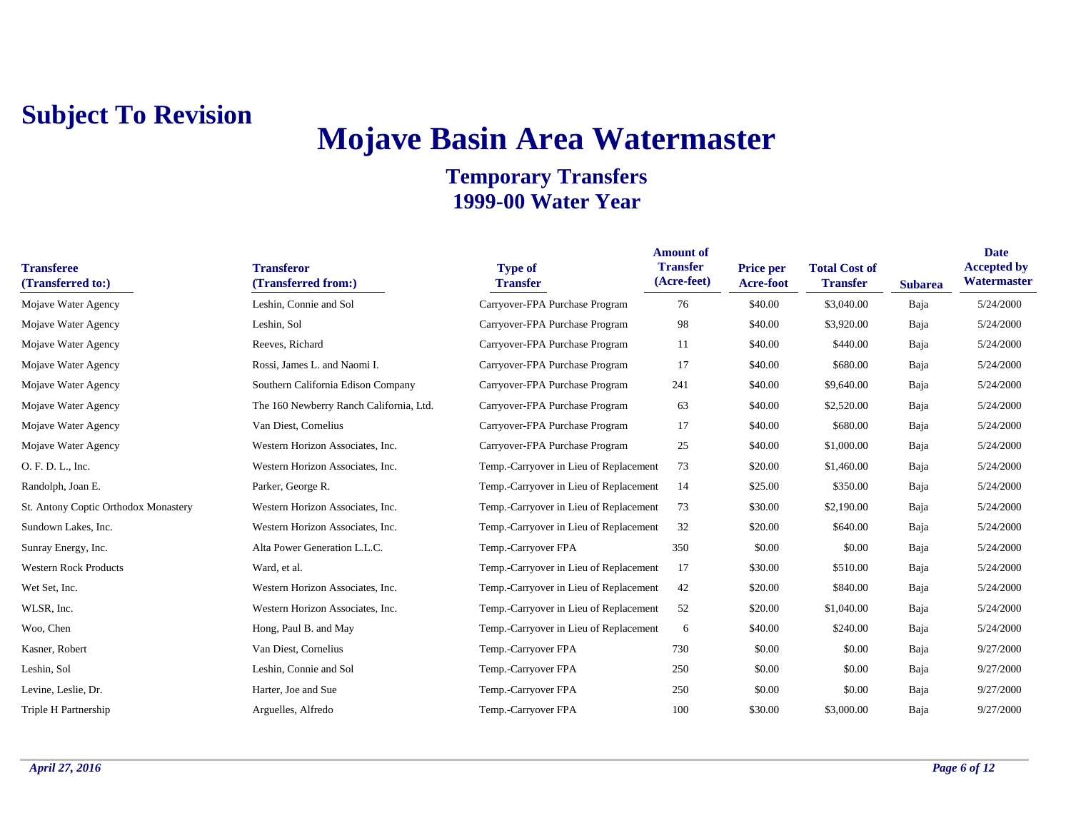**Subject To Revision**

# Mojave Basin Area Watermaster

## Temporary Transfers
## 1999-00 Water Year

| Transferee (Transferred to:) | Transferor (Transferred from:) | Type of Transfer | Amount of Transfer (Acre-feet) | Price per Acre-foot | Total Cost of Transfer | Subarea | Date Accepted by Watermaster |
|---|---|---|---|---|---|---|---|
| Mojave Water Agency | Leshin, Connie and Sol | Carryover-FPA Purchase Program | 76 | $40.00 | $3,040.00 | Baja | 5/24/2000 |
| Mojave Water Agency | Leshin, Sol | Carryover-FPA Purchase Program | 98 | $40.00 | $3,920.00 | Baja | 5/24/2000 |
| Mojave Water Agency | Reeves, Richard | Carryover-FPA Purchase Program | 11 | $40.00 | $440.00 | Baja | 5/24/2000 |
| Mojave Water Agency | Rossi, James L. and Naomi I. | Carryover-FPA Purchase Program | 17 | $40.00 | $680.00 | Baja | 5/24/2000 |
| Mojave Water Agency | Southern California Edison Company | Carryover-FPA Purchase Program | 241 | $40.00 | $9,640.00 | Baja | 5/24/2000 |
| Mojave Water Agency | The 160 Newberry Ranch California, Ltd. | Carryover-FPA Purchase Program | 63 | $40.00 | $2,520.00 | Baja | 5/24/2000 |
| Mojave Water Agency | Van Diest, Cornelius | Carryover-FPA Purchase Program | 17 | $40.00 | $680.00 | Baja | 5/24/2000 |
| Mojave Water Agency | Western Horizon Associates, Inc. | Carryover-FPA Purchase Program | 25 | $40.00 | $1,000.00 | Baja | 5/24/2000 |
| O. F. D. L., Inc. | Western Horizon Associates, Inc. | Temp.-Carryover in Lieu of Replacement | 73 | $20.00 | $1,460.00 | Baja | 5/24/2000 |
| Randolph, Joan E. | Parker, George R. | Temp.-Carryover in Lieu of Replacement | 14 | $25.00 | $350.00 | Baja | 5/24/2000 |
| St. Antony Coptic Orthodox Monastery | Western Horizon Associates, Inc. | Temp.-Carryover in Lieu of Replacement | 73 | $30.00 | $2,190.00 | Baja | 5/24/2000 |
| Sundown Lakes, Inc. | Western Horizon Associates, Inc. | Temp.-Carryover in Lieu of Replacement | 32 | $20.00 | $640.00 | Baja | 5/24/2000 |
| Sunray Energy, Inc. | Alta Power Generation L.L.C. | Temp.-Carryover FPA | 350 | $0.00 | $0.00 | Baja | 5/24/2000 |
| Western Rock Products | Ward, et al. | Temp.-Carryover in Lieu of Replacement | 17 | $30.00 | $510.00 | Baja | 5/24/2000 |
| Wet Set, Inc. | Western Horizon Associates, Inc. | Temp.-Carryover in Lieu of Replacement | 42 | $20.00 | $840.00 | Baja | 5/24/2000 |
| WLSR, Inc. | Western Horizon Associates, Inc. | Temp.-Carryover in Lieu of Replacement | 52 | $20.00 | $1,040.00 | Baja | 5/24/2000 |
| Woo, Chen | Hong, Paul B. and May | Temp.-Carryover in Lieu of Replacement | 6 | $40.00 | $240.00 | Baja | 5/24/2000 |
| Kasner, Robert | Van Diest, Cornelius | Temp.-Carryover FPA | 730 | $0.00 | $0.00 | Baja | 9/27/2000 |
| Leshin, Sol | Leshin, Connie and Sol | Temp.-Carryover FPA | 250 | $0.00 | $0.00 | Baja | 9/27/2000 |
| Levine, Leslie, Dr. | Harter, Joe and Sue | Temp.-Carryover FPA | 250 | $0.00 | $0.00 | Baja | 9/27/2000 |
| Triple H Partnership | Arguelles, Alfredo | Temp.-Carryover FPA | 100 | $30.00 | $3,000.00 | Baja | 9/27/2000 |

*April 27, 2016*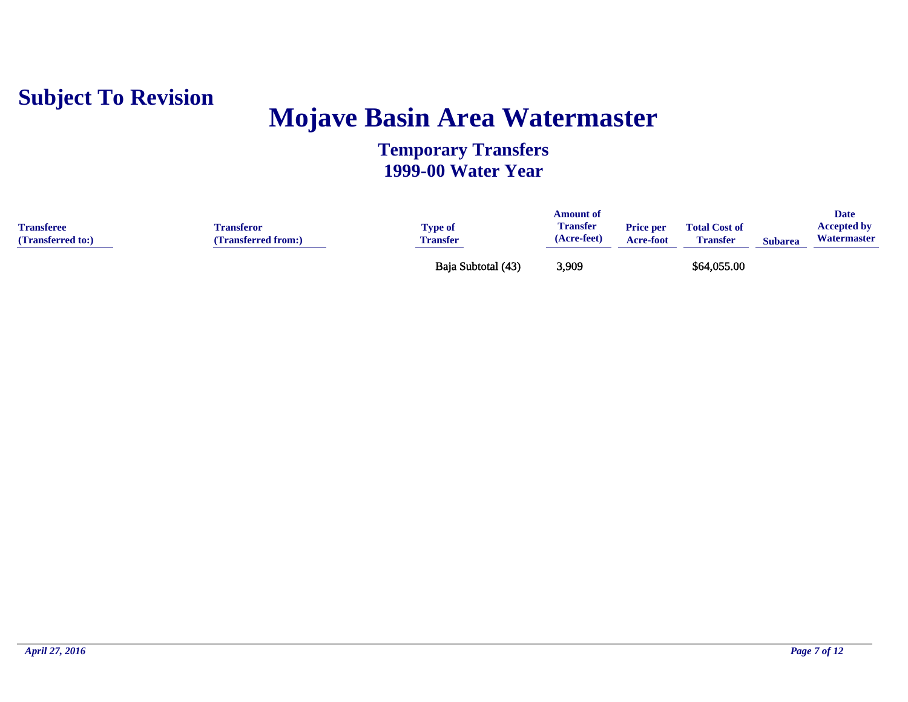**Subject To Revision**

# Mojave Basin Area Watermaster

## Temporary Transfers
## 1999-00 Water Year

| Transferee (Transferred to:) | Transferor (Transferred from:) | Type of Transfer | Amount of Transfer (Acre-feet) | Price per Acre-foot | Total Cost of Transfer | Subarea | Date Accepted by Watermaster |
|---|---|---|---|---|---|---|---|
| | | Baja Subtotal (43) | 3,909 | | $64,055.00 | | |

*April 27, 2016*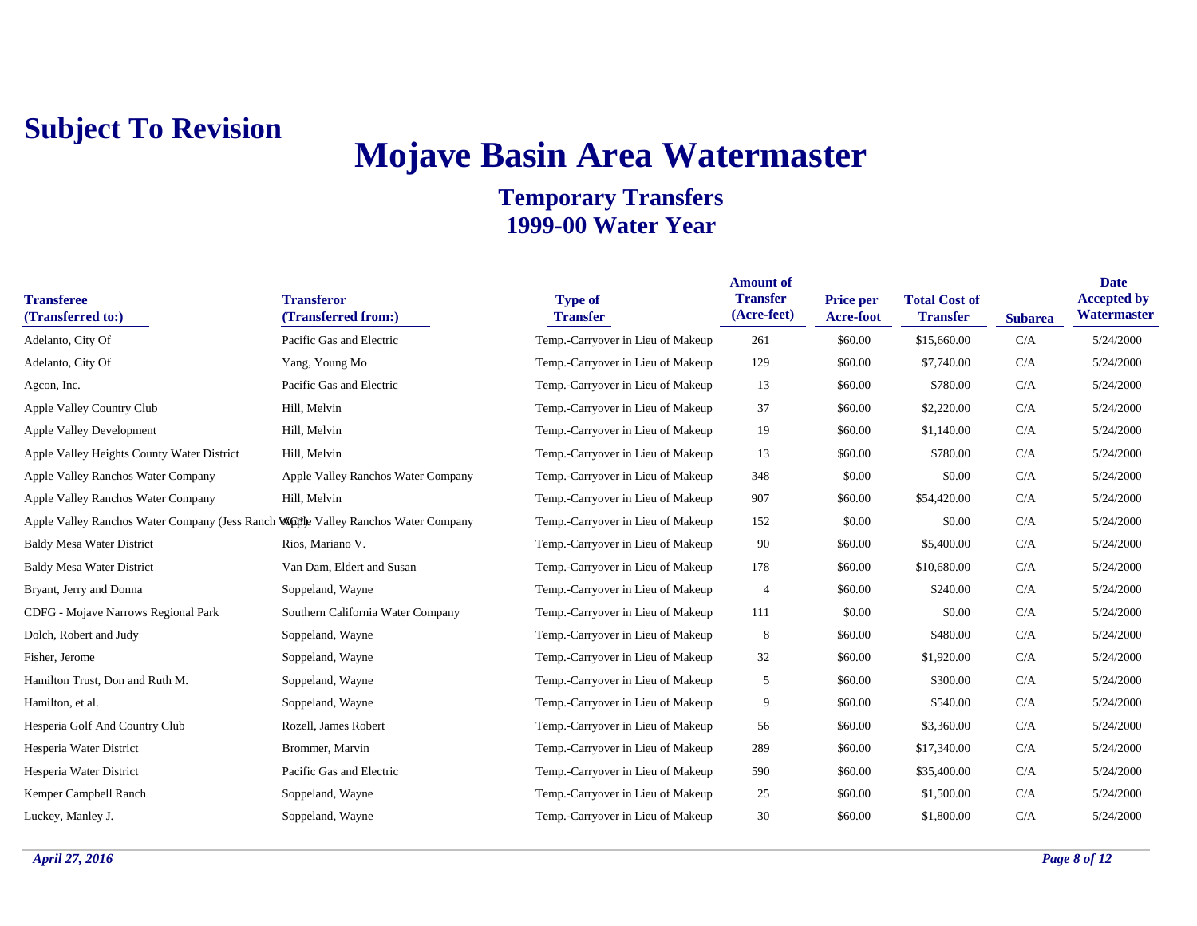**Subject To Revision**

# Mojave Basin Area Watermaster

## Temporary Transfers
## 1999-00 Water Year

| Transferee (Transferred to:) | Transferor (Transferred from:) | Type of Transfer | Amount of Transfer (Acre-feet) | Price per Acre-foot | Total Cost of Transfer | Subarea | Date Accepted by Watermaster |
|---|---|---|---|---|---|---|---|
| Adelanto, City Of | Pacific Gas and Electric | Temp.-Carryover in Lieu of Makeup | 261 | $60.00 | $15,660.00 | C/A | 5/24/2000 |
| Adelanto, City Of | Yang, Young Mo | Temp.-Carryover in Lieu of Makeup | 129 | $60.00 | $7,740.00 | C/A | 5/24/2000 |
| Agcon, Inc. | Pacific Gas and Electric | Temp.-Carryover in Lieu of Makeup | 13 | $60.00 | $780.00 | C/A | 5/24/2000 |
| Apple Valley Country Club | Hill, Melvin | Temp.-Carryover in Lieu of Makeup | 37 | $60.00 | $2,220.00 | C/A | 5/24/2000 |
| Apple Valley Development | Hill, Melvin | Temp.-Carryover in Lieu of Makeup | 19 | $60.00 | $1,140.00 | C/A | 5/24/2000 |
| Apple Valley Heights County Water District | Hill, Melvin | Temp.-Carryover in Lieu of Makeup | 13 | $60.00 | $780.00 | C/A | 5/24/2000 |
| Apple Valley Ranchos Water Company | Apple Valley Ranchos Water Company | Temp.-Carryover in Lieu of Makeup | 348 | $0.00 | $0.00 | C/A | 5/24/2000 |
| Apple Valley Ranchos Water Company | Hill, Melvin | Temp.-Carryover in Lieu of Makeup | 907 | $60.00 | $54,420.00 | C/A | 5/24/2000 |
| Apple Valley Ranchos Water Company (Jess Ranch W(C)) | Apple Valley Ranchos Water Company | Temp.-Carryover in Lieu of Makeup | 152 | $0.00 | $0.00 | C/A | 5/24/2000 |
| Baldy Mesa Water District | Rios, Mariano V. | Temp.-Carryover in Lieu of Makeup | 90 | $60.00 | $5,400.00 | C/A | 5/24/2000 |
| Baldy Mesa Water District | Van Dam, Eldert and Susan | Temp.-Carryover in Lieu of Makeup | 178 | $60.00 | $10,680.00 | C/A | 5/24/2000 |
| Bryant, Jerry and Donna | Soppeland, Wayne | Temp.-Carryover in Lieu of Makeup | 4 | $60.00 | $240.00 | C/A | 5/24/2000 |
| CDFG - Mojave Narrows Regional Park | Southern California Water Company | Temp.-Carryover in Lieu of Makeup | 111 | $0.00 | $0.00 | C/A | 5/24/2000 |
| Dolch, Robert and Judy | Soppeland, Wayne | Temp.-Carryover in Lieu of Makeup | 8 | $60.00 | $480.00 | C/A | 5/24/2000 |
| Fisher, Jerome | Soppeland, Wayne | Temp.-Carryover in Lieu of Makeup | 32 | $60.00 | $1,920.00 | C/A | 5/24/2000 |
| Hamilton Trust, Don and Ruth M. | Soppeland, Wayne | Temp.-Carryover in Lieu of Makeup | 5 | $60.00 | $300.00 | C/A | 5/24/2000 |
| Hamilton, et al. | Soppeland, Wayne | Temp.-Carryover in Lieu of Makeup | 9 | $60.00 | $540.00 | C/A | 5/24/2000 |
| Hesperia Golf And Country Club | Rozell, James Robert | Temp.-Carryover in Lieu of Makeup | 56 | $60.00 | $3,360.00 | C/A | 5/24/2000 |
| Hesperia Water District | Brommer, Marvin | Temp.-Carryover in Lieu of Makeup | 289 | $60.00 | $17,340.00 | C/A | 5/24/2000 |
| Hesperia Water District | Pacific Gas and Electric | Temp.-Carryover in Lieu of Makeup | 590 | $60.00 | $35,400.00 | C/A | 5/24/2000 |
| Kemper Campbell Ranch | Soppeland, Wayne | Temp.-Carryover in Lieu of Makeup | 25 | $60.00 | $1,500.00 | C/A | 5/24/2000 |
| Luckey, Manley J. | Soppeland, Wayne | Temp.-Carryover in Lieu of Makeup | 30 | $60.00 | $1,800.00 | C/A | 5/24/2000 |

*April 27, 2016*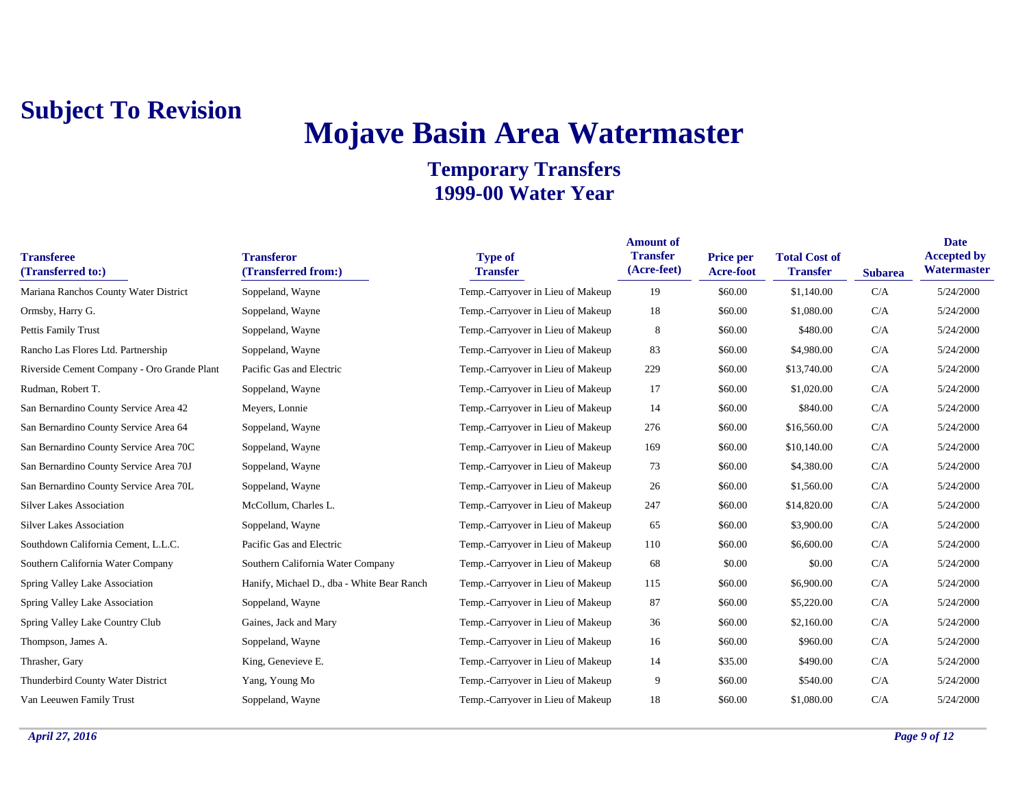**Subject To Revision**

# Mojave Basin Area Watermaster

## Temporary Transfers
## 1999-00 Water Year

| Transferee (Transferred to:) | Transferor (Transferred from:) | Type of Transfer | Amount of Transfer (Acre-feet) | Price per Acre-foot | Total Cost of Transfer | Subarea | Date Accepted by Watermaster |
|---|---|---|---|---|---|---|---|
| Mariana Ranchos County Water District | Soppeland, Wayne | Temp.-Carryover in Lieu of Makeup | 19 | $60.00 | $1,140.00 | C/A | 5/24/2000 |
| Ormsby, Harry G. | Soppeland, Wayne | Temp.-Carryover in Lieu of Makeup | 18 | $60.00 | $1,080.00 | C/A | 5/24/2000 |
| Pettis Family Trust | Soppeland, Wayne | Temp.-Carryover in Lieu of Makeup | 8 | $60.00 | $480.00 | C/A | 5/24/2000 |
| Rancho Las Flores Ltd. Partnership | Soppeland, Wayne | Temp.-Carryover in Lieu of Makeup | 83 | $60.00 | $4,980.00 | C/A | 5/24/2000 |
| Riverside Cement Company - Oro Grande Plant | Pacific Gas and Electric | Temp.-Carryover in Lieu of Makeup | 229 | $60.00 | $13,740.00 | C/A | 5/24/2000 |
| Rudman, Robert T. | Soppeland, Wayne | Temp.-Carryover in Lieu of Makeup | 17 | $60.00 | $1,020.00 | C/A | 5/24/2000 |
| San Bernardino County Service Area 42 | Meyers, Lonnie | Temp.-Carryover in Lieu of Makeup | 14 | $60.00 | $840.00 | C/A | 5/24/2000 |
| San Bernardino County Service Area 64 | Soppeland, Wayne | Temp.-Carryover in Lieu of Makeup | 276 | $60.00 | $16,560.00 | C/A | 5/24/2000 |
| San Bernardino County Service Area 70C | Soppeland, Wayne | Temp.-Carryover in Lieu of Makeup | 169 | $60.00 | $10,140.00 | C/A | 5/24/2000 |
| San Bernardino County Service Area 70J | Soppeland, Wayne | Temp.-Carryover in Lieu of Makeup | 73 | $60.00 | $4,380.00 | C/A | 5/24/2000 |
| San Bernardino County Service Area 70L | Soppeland, Wayne | Temp.-Carryover in Lieu of Makeup | 26 | $60.00 | $1,560.00 | C/A | 5/24/2000 |
| Silver Lakes Association | McCollum, Charles L. | Temp.-Carryover in Lieu of Makeup | 247 | $60.00 | $14,820.00 | C/A | 5/24/2000 |
| Silver Lakes Association | Soppeland, Wayne | Temp.-Carryover in Lieu of Makeup | 65 | $60.00 | $3,900.00 | C/A | 5/24/2000 |
| Southdown California Cement, L.L.C. | Pacific Gas and Electric | Temp.-Carryover in Lieu of Makeup | 110 | $60.00 | $6,600.00 | C/A | 5/24/2000 |
| Southern California Water Company | Southern California Water Company | Temp.-Carryover in Lieu of Makeup | 68 | $0.00 | $0.00 | C/A | 5/24/2000 |
| Spring Valley Lake Association | Hanify, Michael D., dba - White Bear Ranch | Temp.-Carryover in Lieu of Makeup | 115 | $60.00 | $6,900.00 | C/A | 5/24/2000 |
| Spring Valley Lake Association | Soppeland, Wayne | Temp.-Carryover in Lieu of Makeup | 87 | $60.00 | $5,220.00 | C/A | 5/24/2000 |
| Spring Valley Lake Country Club | Gaines, Jack and Mary | Temp.-Carryover in Lieu of Makeup | 36 | $60.00 | $2,160.00 | C/A | 5/24/2000 |
| Thompson, James A. | Soppeland, Wayne | Temp.-Carryover in Lieu of Makeup | 16 | $60.00 | $960.00 | C/A | 5/24/2000 |
| Thrasher, Gary | King, Genevieve E. | Temp.-Carryover in Lieu of Makeup | 14 | $35.00 | $490.00 | C/A | 5/24/2000 |
| Thunderbird County Water District | Yang, Young Mo | Temp.-Carryover in Lieu of Makeup | 9 | $60.00 | $540.00 | C/A | 5/24/2000 |
| Van Leeuwen Family Trust | Soppeland, Wayne | Temp.-Carryover in Lieu of Makeup | 18 | $60.00 | $1,080.00 | C/A | 5/24/2000 |

*April 27, 2016*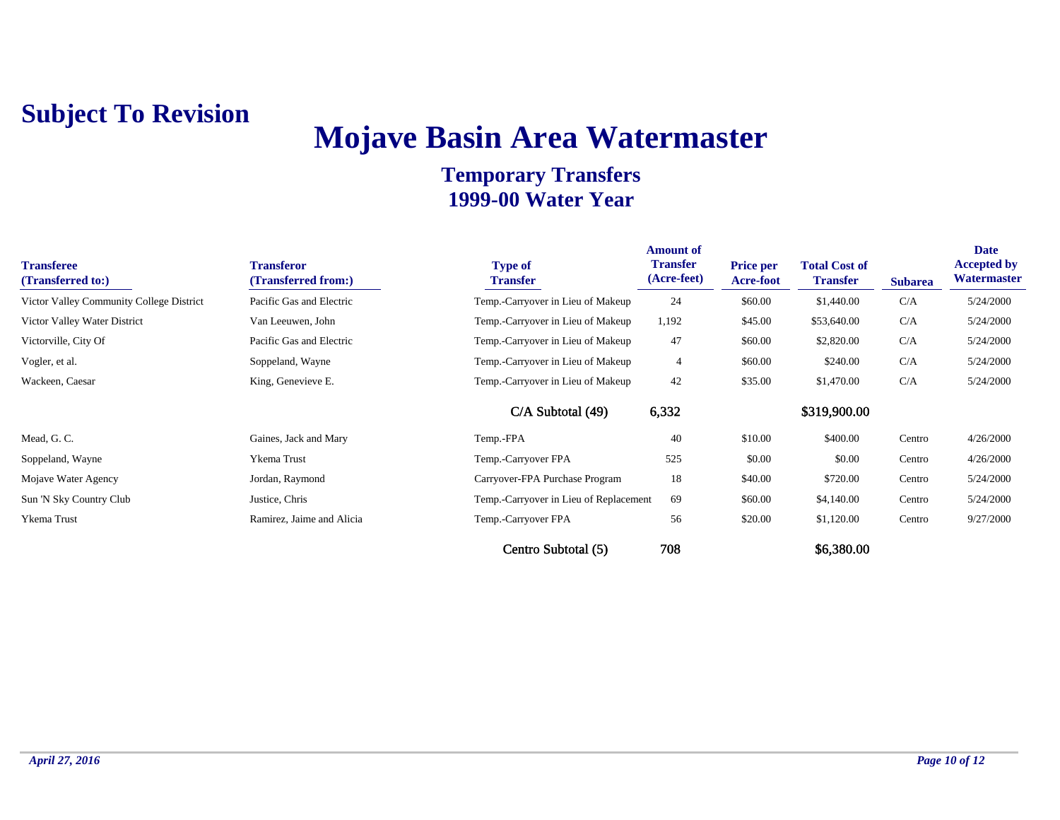**Subject To Revision**

# Mojave Basin Area Watermaster

## Temporary Transfers
## 1999-00 Water Year

| Transferee (Transferred to:) | Transferor (Transferred from:) | Type of Transfer | Amount of Transfer (Acre-feet) | Price per Acre-foot | Total Cost of Transfer | Subarea | Date Accepted by Watermaster |
|---|---|---|---|---|---|---|---|
| Victor Valley Community College District | Pacific Gas and Electric | Temp.-Carryover in Lieu of Makeup | 24 | $60.00 | $1,440.00 | C/A | 5/24/2000 |
| Victor Valley Water District | Van Leeuwen, John | Temp.-Carryover in Lieu of Makeup | 1,192 | $45.00 | $53,640.00 | C/A | 5/24/2000 |
| Victorville, City Of | Pacific Gas and Electric | Temp.-Carryover in Lieu of Makeup | 47 | $60.00 | $2,820.00 | C/A | 5/24/2000 |
| Vogler, et al. | Soppeland, Wayne | Temp.-Carryover in Lieu of Makeup | 4 | $60.00 | $240.00 | C/A | 5/24/2000 |
| Wackeen, Caesar | King, Genevieve E. | Temp.-Carryover in Lieu of Makeup | 42 | $35.00 | $1,470.00 | C/A | 5/24/2000 |
| | | C/A Subtotal (49) | 6,332 | | $319,900.00 | | |
| Mead, G. C. | Gaines, Jack and Mary | Temp.-FPA | 40 | $10.00 | $400.00 | Centro | 4/26/2000 |
| Soppeland, Wayne | Ykema Trust | Temp.-Carryover FPA | 525 | $0.00 | $0.00 | Centro | 4/26/2000 |
| Mojave Water Agency | Jordan, Raymond | Carryover-FPA Purchase Program | 18 | $40.00 | $720.00 | Centro | 5/24/2000 |
| Sun 'N Sky Country Club | Justice, Chris | Temp.-Carryover in Lieu of Replacement | 69 | $60.00 | $4,140.00 | Centro | 5/24/2000 |
| Ykema Trust | Ramirez, Jaime and Alicia | Temp.-Carryover FPA | 56 | $20.00 | $1,120.00 | Centro | 9/27/2000 |
| | | Centro Subtotal (5) | 708 | | $6,380.00 | | |

*April 27, 2016*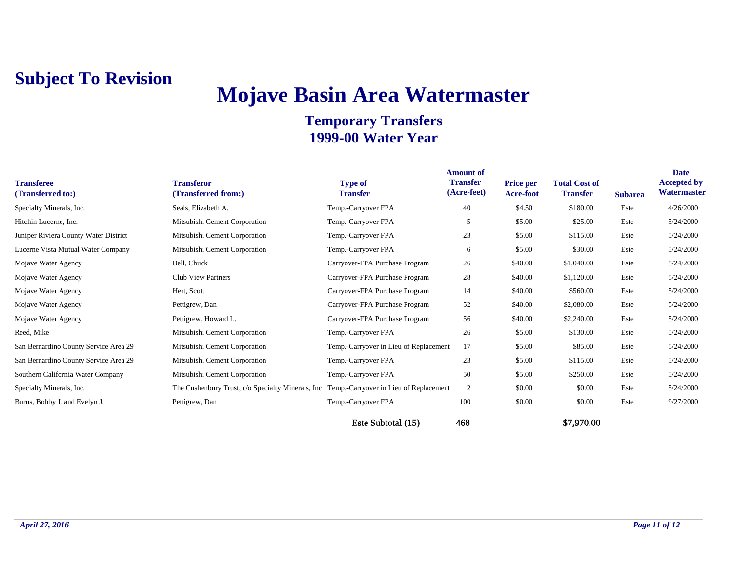**Subject To Revision**

# Mojave Basin Area Watermaster

## Temporary Transfers
## 1999-00 Water Year

| Transferee (Transferred to:) | Transferor (Transferred from:) | Type of Transfer | Amount of Transfer (Acre-feet) | Price per Acre-foot | Total Cost of Transfer | Subarea | Date Accepted by Watermaster |
|---|---|---|---|---|---|---|---|
| Specialty Minerals, Inc. | Seals, Elizabeth A. | Temp.-Carryover FPA | 40 | $4.50 | $180.00 | Este | 4/26/2000 |
| Hitchin Lucerne, Inc. | Mitsubishi Cement Corporation | Temp.-Carryover FPA | 5 | $5.00 | $25.00 | Este | 5/24/2000 |
| Juniper Riviera County Water District | Mitsubishi Cement Corporation | Temp.-Carryover FPA | 23 | $5.00 | $115.00 | Este | 5/24/2000 |
| Lucerne Vista Mutual Water Company | Mitsubishi Cement Corporation | Temp.-Carryover FPA | 6 | $5.00 | $30.00 | Este | 5/24/2000 |
| Mojave Water Agency | Bell, Chuck | Carryover-FPA Purchase Program | 26 | $40.00 | $1,040.00 | Este | 5/24/2000 |
| Mojave Water Agency | Club View Partners | Carryover-FPA Purchase Program | 28 | $40.00 | $1,120.00 | Este | 5/24/2000 |
| Mojave Water Agency | Hert, Scott | Carryover-FPA Purchase Program | 14 | $40.00 | $560.00 | Este | 5/24/2000 |
| Mojave Water Agency | Pettigrew, Dan | Carryover-FPA Purchase Program | 52 | $40.00 | $2,080.00 | Este | 5/24/2000 |
| Mojave Water Agency | Pettigrew, Howard L. | Carryover-FPA Purchase Program | 56 | $40.00 | $2,240.00 | Este | 5/24/2000 |
| Reed, Mike | Mitsubishi Cement Corporation | Temp.-Carryover FPA | 26 | $5.00 | $130.00 | Este | 5/24/2000 |
| San Bernardino County Service Area 29 | Mitsubishi Cement Corporation | Temp.-Carryover in Lieu of Replacement | 17 | $5.00 | $85.00 | Este | 5/24/2000 |
| San Bernardino County Service Area 29 | Mitsubishi Cement Corporation | Temp.-Carryover FPA | 23 | $5.00 | $115.00 | Este | 5/24/2000 |
| Southern California Water Company | Mitsubishi Cement Corporation | Temp.-Carryover FPA | 50 | $5.00 | $250.00 | Este | 5/24/2000 |
| Specialty Minerals, Inc. | The Cushenbury Trust, c/o Specialty Minerals, Inc | Temp.-Carryover in Lieu of Replacement | 2 | $0.00 | $0.00 | Este | 5/24/2000 |
| Burns, Bobby J. and Evelyn J. | Pettigrew, Dan | Temp.-Carryover FPA | 100 | $0.00 | $0.00 | Este | 9/27/2000 |
| | | Este Subtotal (15) | 468 | | $7,970.00 | | |

*April 27, 2016*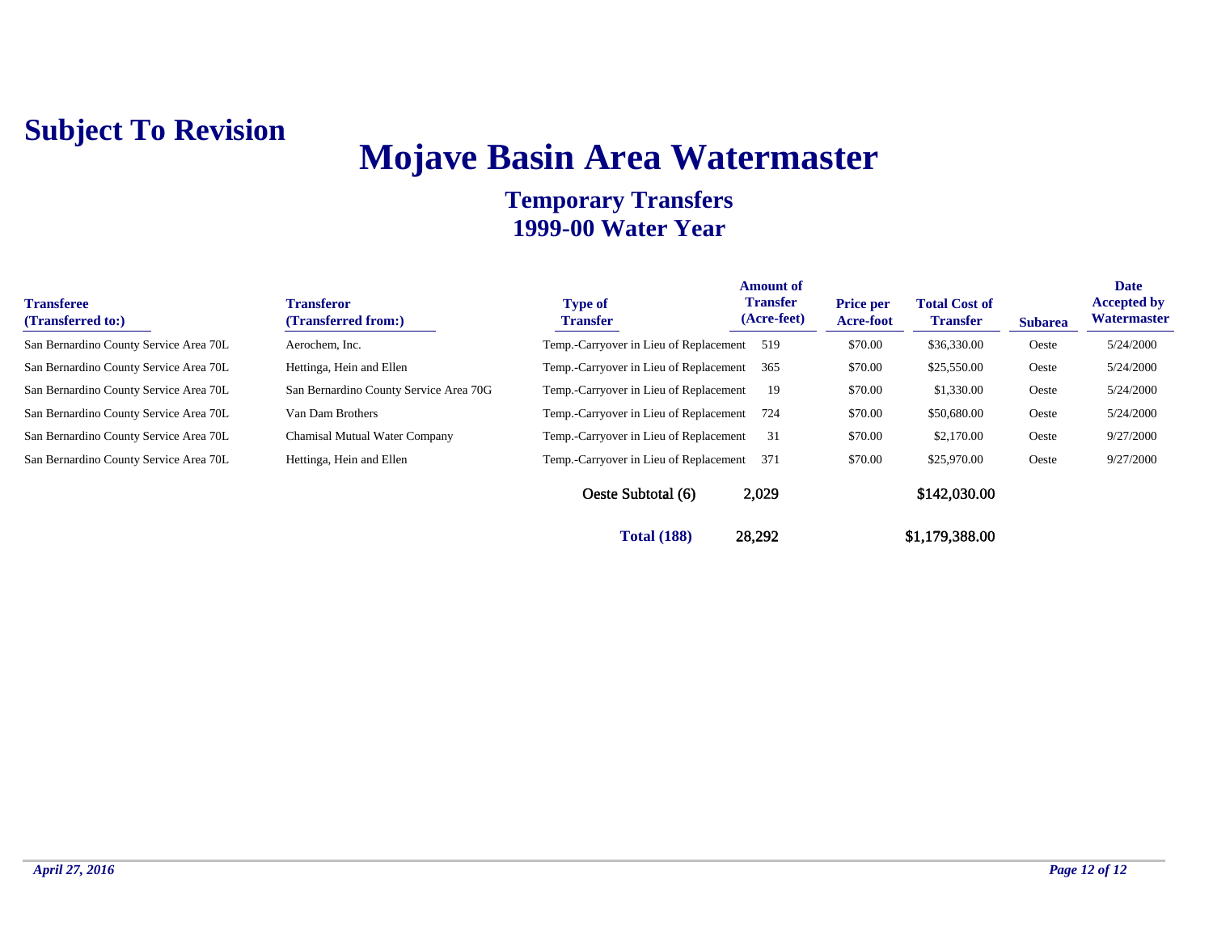**Subject To Revision**

# Mojave Basin Area Watermaster

## Temporary Transfers
## 1999-00 Water Year

| Transferee (Transferred to:) | Transferor (Transferred from:) | Type of Transfer | Amount of Transfer (Acre-feet) | Price per Acre-foot | Total Cost of Transfer | Subarea | Date Accepted by Watermaster |
|---|---|---|---|---|---|---|---|
| San Bernardino County Service Area 70L | Aerochem, Inc. | Temp.-Carryover in Lieu of Replacement | 519 | $70.00 | $36,330.00 | Oeste | 5/24/2000 |
| San Bernardino County Service Area 70L | Hettinga, Hein and Ellen | Temp.-Carryover in Lieu of Replacement | 365 | $70.00 | $25,550.00 | Oeste | 5/24/2000 |
| San Bernardino County Service Area 70L | San Bernardino County Service Area 70G | Temp.-Carryover in Lieu of Replacement | 19 | $70.00 | $1,330.00 | Oeste | 5/24/2000 |
| San Bernardino County Service Area 70L | Van Dam Brothers | Temp.-Carryover in Lieu of Replacement | 724 | $70.00 | $50,680.00 | Oeste | 5/24/2000 |
| San Bernardino County Service Area 70L | Chamisal Mutual Water Company | Temp.-Carryover in Lieu of Replacement | 31 | $70.00 | $2,170.00 | Oeste | 9/27/2000 |
| San Bernardino County Service Area 70L | Hettinga, Hein and Ellen | Temp.-Carryover in Lieu of Replacement | 371 | $70.00 | $25,970.00 | Oeste | 9/27/2000 |
| | | Oeste Subtotal (6) | 2,029 | | $142,030.00 | | |
| | | **Total (188)** | 28,292 | | $1,179,388.00 | | |

*April 27, 2016*